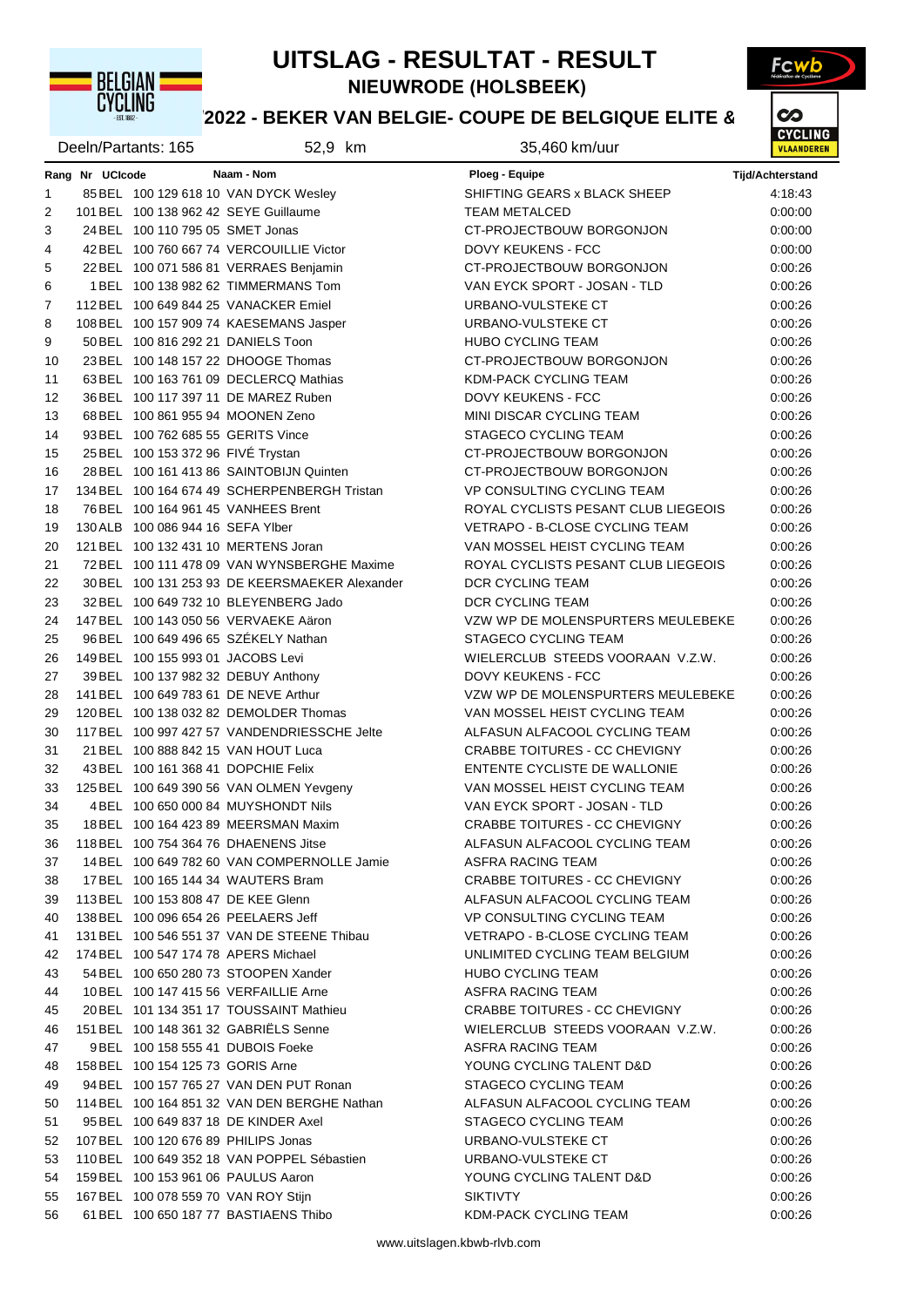# UITSLAG - RESULTAT - RESULT

## NIEUWRODE (HOLSBEEK)

## '2022 - BEKER VAN BELGIE- COUPE DE BELGIQUE ELITE &

Deeln/Partants: 165 | 52,9 km | 35,460 km/uur

| Rang | Nr | UCIcode | Naam - Nom | Ploeg - Equipe | Tijd/Achterstand |
|---|---|---|---|---|---|
| 1 | 85 | BEL 100 129 618 10 | VAN DYCK Wesley | SHIFTING GEARS x BLACK SHEEP | 4:18:43 |
| 2 | 101 | BEL 100 138 962 42 | SEYE Guillaume | TEAM METALCED | 0:00:00 |
| 3 | 24 | BEL 100 110 795 05 | SMET Jonas | CT-PROJECTBOUW BORGONJON | 0:00:00 |
| 4 | 42 | BEL 100 760 667 74 | VERCOUILLIE Victor | DOVY KEUKENS - FCC | 0:00:00 |
| 5 | 22 | BEL 100 071 586 81 | VERRAES Benjamin | CT-PROJECTBOUW BORGONJON | 0:00:26 |
| 6 | 1 | BEL 100 138 982 62 | TIMMERMANS Tom | VAN EYCK SPORT - JOSAN - TLD | 0:00:26 |
| 7 | 112 | BEL 100 649 844 25 | VANACKER Emiel | URBANO-VULSTEKE CT | 0:00:26 |
| 8 | 108 | BEL 100 157 909 74 | KAESEMANS Jasper | URBANO-VULSTEKE CT | 0:00:26 |
| 9 | 50 | BEL 100 816 292 21 | DANIELS Toon | HUBO CYCLING TEAM | 0:00:26 |
| 10 | 23 | BEL 100 148 157 22 | DHOOGE Thomas | CT-PROJECTBOUW BORGONJON | 0:00:26 |
| 11 | 63 | BEL 100 163 761 09 | DECLERCQ Mathias | KDM-PACK CYCLING TEAM | 0:00:26 |
| 12 | 36 | BEL 100 117 397 11 | DE MAREZ Ruben | DOVY KEUKENS - FCC | 0:00:26 |
| 13 | 68 | BEL 100 861 955 94 | MOONEN Zeno | MINI DISCAR CYCLING TEAM | 0:00:26 |
| 14 | 93 | BEL 100 762 685 55 | GERITS Vince | STAGECO CYCLING TEAM | 0:00:26 |
| 15 | 25 | BEL 100 153 372 96 | FIVÉ Trystan | CT-PROJECTBOUW BORGONJON | 0:00:26 |
| 16 | 28 | BEL 100 161 413 86 | SAINTOBIJN Quinten | CT-PROJECTBOUW BORGONJON | 0:00:26 |
| 17 | 134 | BEL 100 164 674 49 | SCHERPENBERGH Tristan | VP CONSULTING CYCLING TEAM | 0:00:26 |
| 18 | 76 | BEL 100 164 961 45 | VANHEES Brent | ROYAL CYCLISTS PESANT CLUB LIEGEOIS | 0:00:26 |
| 19 | 130 | ALB 100 086 944 16 | SEFA Ylber | VETRAPO - B-CLOSE CYCLING TEAM | 0:00:26 |
| 20 | 121 | BEL 100 132 431 10 | MERTENS Joran | VAN MOSSEL HEIST CYCLING TEAM | 0:00:26 |
| 21 | 72 | BEL 100 111 478 09 | VAN WYNSBERGHE Maxime | ROYAL CYCLISTS PESANT CLUB LIEGEOIS | 0:00:26 |
| 22 | 30 | BEL 100 131 253 93 | DE KEERSMAEKER Alexander | DCR CYCLING TEAM | 0:00:26 |
| 23 | 32 | BEL 100 649 732 10 | BLEYENBERG Jado | DCR CYCLING TEAM | 0:00:26 |
| 24 | 147 | BEL 100 143 050 56 | VERVAEKE Aäron | VZW WP DE MOLENSPURTERS MEULEBEKE | 0:00:26 |
| 25 | 96 | BEL 100 649 496 65 | SZÉKELY Nathan | STAGECO CYCLING TEAM | 0:00:26 |
| 26 | 149 | BEL 100 155 993 01 | JACOBS Levi | WIELERCLUB STEEDS VOORAAN V.Z.W. | 0:00:26 |
| 27 | 39 | BEL 100 137 982 32 | DEBUY Anthony | DOVY KEUKENS - FCC | 0:00:26 |
| 28 | 141 | BEL 100 649 783 61 | DE NEVE Arthur | VZW WP DE MOLENSPURTERS MEULEBEKE | 0:00:26 |
| 29 | 120 | BEL 100 138 032 82 | DEMOLDER Thomas | VAN MOSSEL HEIST CYCLING TEAM | 0:00:26 |
| 30 | 117 | BEL 100 997 427 57 | VANDENDRIESSCHE Jelte | ALFASUN ALFACOOL CYCLING TEAM | 0:00:26 |
| 31 | 21 | BEL 100 888 842 15 | VAN HOUT Luca | CRABBE TOITURES - CC CHEVIGNY | 0:00:26 |
| 32 | 43 | BEL 100 161 368 41 | DOPCHIE Felix | ENTENTE CYCLISTE DE WALLONIE | 0:00:26 |
| 33 | 125 | BEL 100 649 390 56 | VAN OLMEN Yevgeny | VAN MOSSEL HEIST CYCLING TEAM | 0:00:26 |
| 34 | 4 | BEL 100 650 000 84 | MUYSHONDT Nils | VAN EYCK SPORT - JOSAN - TLD | 0:00:26 |
| 35 | 18 | BEL 100 164 423 89 | MEERSMAN Maxim | CRABBE TOITURES - CC CHEVIGNY | 0:00:26 |
| 36 | 118 | BEL 100 754 364 76 | DHAENENS Jitse | ALFASUN ALFACOOL CYCLING TEAM | 0:00:26 |
| 37 | 14 | BEL 100 649 782 60 | VAN COMPERNOLLE Jamie | ASFRA RACING TEAM | 0:00:26 |
| 38 | 17 | BEL 100 165 144 34 | WAUTERS Bram | CRABBE TOITURES - CC CHEVIGNY | 0:00:26 |
| 39 | 113 | BEL 100 153 808 47 | DE KEE Glenn | ALFASUN ALFACOOL CYCLING TEAM | 0:00:26 |
| 40 | 138 | BEL 100 096 654 26 | PEELAERS Jeff | VP CONSULTING CYCLING TEAM | 0:00:26 |
| 41 | 131 | BEL 100 546 551 37 | VAN DE STEENE Thibau | VETRAPO - B-CLOSE CYCLING TEAM | 0:00:26 |
| 42 | 174 | BEL 100 547 174 78 | APERS Michael | UNLIMITED CYCLING TEAM BELGIUM | 0:00:26 |
| 43 | 54 | BEL 100 650 280 73 | STOOPEN Xander | HUBO CYCLING TEAM | 0:00:26 |
| 44 | 10 | BEL 100 147 415 56 | VERFAILLIE Arne | ASFRA RACING TEAM | 0:00:26 |
| 45 | 20 | BEL 101 134 351 17 | TOUSSAINT Mathieu | CRABBE TOITURES - CC CHEVIGNY | 0:00:26 |
| 46 | 151 | BEL 100 148 361 32 | GABRIËLS Senne | WIELERCLUB STEEDS VOORAAN V.Z.W. | 0:00:26 |
| 47 | 9 | BEL 100 158 555 41 | DUBOIS Foeke | ASFRA RACING TEAM | 0:00:26 |
| 48 | 158 | BEL 100 154 125 73 | GORIS Arne | YOUNG CYCLING TALENT D&D | 0:00:26 |
| 49 | 94 | BEL 100 157 765 27 | VAN DEN PUT Ronan | STAGECO CYCLING TEAM | 0:00:26 |
| 50 | 114 | BEL 100 164 851 32 | VAN DEN BERGHE Nathan | ALFASUN ALFACOOL CYCLING TEAM | 0:00:26 |
| 51 | 95 | BEL 100 649 837 18 | DE KINDER Axel | STAGECO CYCLING TEAM | 0:00:26 |
| 52 | 107 | BEL 100 120 676 89 | PHILIPS Jonas | URBANO-VULSTEKE CT | 0:00:26 |
| 53 | 110 | BEL 100 649 352 18 | VAN POPPEL Sébastien | URBANO-VULSTEKE CT | 0:00:26 |
| 54 | 159 | BEL 100 153 961 06 | PAULUS Aaron | YOUNG CYCLING TALENT D&D | 0:00:26 |
| 55 | 167 | BEL 100 078 559 70 | VAN ROY Stijn | SIKTIVTY | 0:00:26 |
| 56 | 61 | BEL 100 650 187 77 | BASTIAENS Thibo | KDM-PACK CYCLING TEAM | 0:00:26 |

www.uitslagen.kbwb-rlvb.com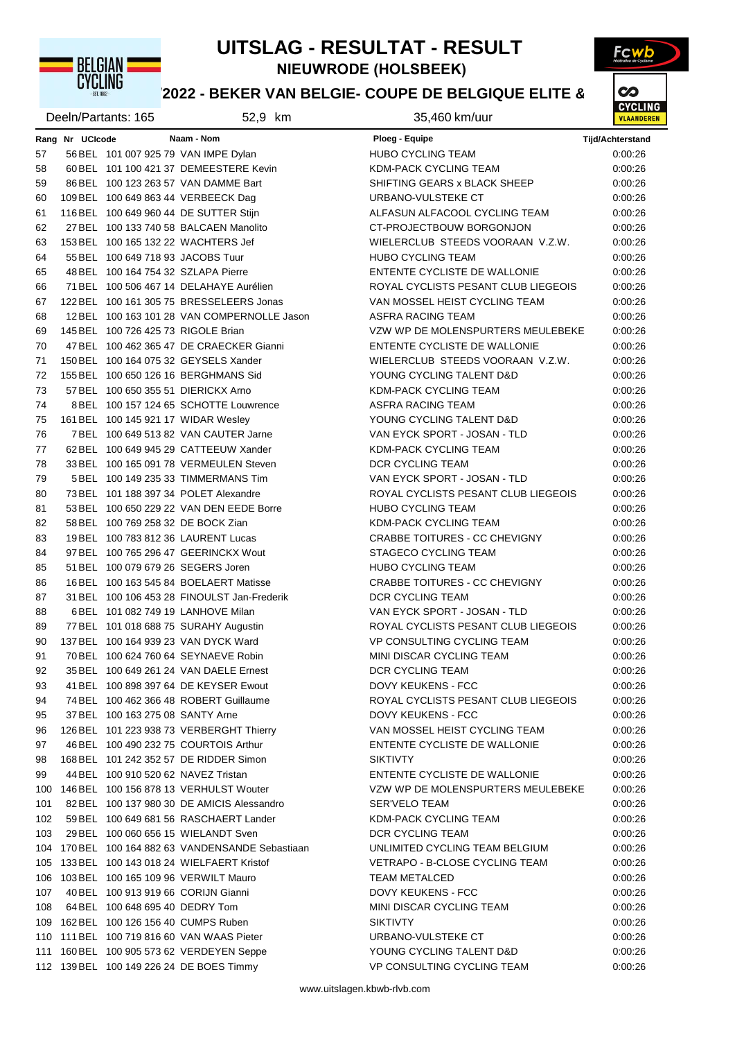# UITSLAG - RESULTAT - RESULT

## NIEUWRODE (HOLSBEEK)

### '2022 - BEKER VAN BELGIE- COUPE DE BELGIQUE ELITE &

Deeln/Partants: 165 | 52,9 km | 35,460 km/uur

| Rang | Nr | UCIcode | Naam - Nom | Ploeg - Equipe | Tijd/Achterstand |
|---|---|---|---|---|---|
| 57 | 56 | BEL 101 007 925 79 | VAN IMPE Dylan | HUBO CYCLING TEAM | 0:00:26 |
| 58 | 60 | BEL 101 100 421 37 | DEMEESTERE Kevin | KDM-PACK CYCLING TEAM | 0:00:26 |
| 59 | 86 | BEL 100 123 263 57 | VAN DAMME Bart | SHIFTING GEARS x BLACK SHEEP | 0:00:26 |
| 60 | 109 | BEL 100 649 863 44 | VERBEECK Dag | URBANO-VULSTEKE CT | 0:00:26 |
| 61 | 116 | BEL 100 649 960 44 | DE SUTTER Stijn | ALFASUN ALFACOOL CYCLING TEAM | 0:00:26 |
| 62 | 27 | BEL 100 133 740 58 | BALCAEN Manolito | CT-PROJECTBOUW BORGONJON | 0:00:26 |
| 63 | 153 | BEL 100 165 132 22 | WACHTERS Jef | WIELERCLUB STEEDS VOORAAN V.Z.W. | 0:00:26 |
| 64 | 55 | BEL 100 649 718 93 | JACOBS Tuur | HUBO CYCLING TEAM | 0:00:26 |
| 65 | 48 | BEL 100 164 754 32 | SZLAPA Pierre | ENTENTE CYCLISTE DE WALLONIE | 0:00:26 |
| 66 | 71 | BEL 100 506 467 14 | DELAHAYE Aurélien | ROYAL CYCLISTS PESANT CLUB LIEGEOIS | 0:00:26 |
| 67 | 122 | BEL 100 161 305 75 | BRESSELEERS Jonas | VAN MOSSEL HEIST CYCLING TEAM | 0:00:26 |
| 68 | 12 | BEL 100 163 101 28 | VAN COMPERNOLLE Jason | ASFRA RACING TEAM | 0:00:26 |
| 69 | 145 | BEL 100 726 425 73 | RIGOLE Brian | VZW WP DE MOLENSPURTERS MEULEBEKE | 0:00:26 |
| 70 | 47 | BEL 100 462 365 47 | DE CRAECKER Gianni | ENTENTE CYCLISTE DE WALLONIE | 0:00:26 |
| 71 | 150 | BEL 100 164 075 32 | GEYSELS Xander | WIELERCLUB STEEDS VOORAAN V.Z.W. | 0:00:26 |
| 72 | 155 | BEL 100 650 126 16 | BERGHMANS Sid | YOUNG CYCLING TALENT D&D | 0:00:26 |
| 73 | 57 | BEL 100 650 355 51 | DIERICKX Arno | KDM-PACK CYCLING TEAM | 0:00:26 |
| 74 | 8 | BEL 100 157 124 65 | SCHOTTE Louwrence | ASFRA RACING TEAM | 0:00:26 |
| 75 | 161 | BEL 100 145 921 17 | WIDAR Wesley | YOUNG CYCLING TALENT D&D | 0:00:26 |
| 76 | 7 | BEL 100 649 513 82 | VAN CAUTER Jarne | VAN EYCK SPORT - JOSAN - TLD | 0:00:26 |
| 77 | 62 | BEL 100 649 945 29 | CATTEEUW Xander | KDM-PACK CYCLING TEAM | 0:00:26 |
| 78 | 33 | BEL 100 165 091 78 | VERMEULEN Steven | DCR CYCLING TEAM | 0:00:26 |
| 79 | 5 | BEL 100 149 235 33 | TIMMERMANS Tim | VAN EYCK SPORT - JOSAN - TLD | 0:00:26 |
| 80 | 73 | BEL 101 188 397 34 | POLET Alexandre | ROYAL CYCLISTS PESANT CLUB LIEGEOIS | 0:00:26 |
| 81 | 53 | BEL 100 650 229 22 | VAN DEN EEDE Borre | HUBO CYCLING TEAM | 0:00:26 |
| 82 | 58 | BEL 100 769 258 32 | DE BOCK Zian | KDM-PACK CYCLING TEAM | 0:00:26 |
| 83 | 19 | BEL 100 783 812 36 | LAURENT Lucas | CRABBE TOITURES - CC CHEVIGNY | 0:00:26 |
| 84 | 97 | BEL 100 765 296 47 | GEERINCKX Wout | STAGECO CYCLING TEAM | 0:00:26 |
| 85 | 51 | BEL 100 079 679 26 | SEGERS Joren | HUBO CYCLING TEAM | 0:00:26 |
| 86 | 16 | BEL 100 163 545 84 | BOELAERT Matisse | CRABBE TOITURES - CC CHEVIGNY | 0:00:26 |
| 87 | 31 | BEL 100 106 453 28 | FINOULST Jan-Frederik | DCR CYCLING TEAM | 0:00:26 |
| 88 | 6 | BEL 101 082 749 19 | LANHOVE Milan | VAN EYCK SPORT - JOSAN - TLD | 0:00:26 |
| 89 | 77 | BEL 101 018 688 75 | SURAHY Augustin | ROYAL CYCLISTS PESANT CLUB LIEGEOIS | 0:00:26 |
| 90 | 137 | BEL 100 164 939 23 | VAN DYCK Ward | VP CONSULTING CYCLING TEAM | 0:00:26 |
| 91 | 70 | BEL 100 624 760 64 | SEYNAEVE Robin | MINI DISCAR CYCLING TEAM | 0:00:26 |
| 92 | 35 | BEL 100 649 261 24 | VAN DAELE Ernest | DCR CYCLING TEAM | 0:00:26 |
| 93 | 41 | BEL 100 898 397 64 | DE KEYSER Ewout | DOVY KEUKENS - FCC | 0:00:26 |
| 94 | 74 | BEL 100 462 366 48 | ROBERT Guillaume | ROYAL CYCLISTS PESANT CLUB LIEGEOIS | 0:00:26 |
| 95 | 37 | BEL 100 163 275 08 | SANTY Arne | DOVY KEUKENS - FCC | 0:00:26 |
| 96 | 126 | BEL 101 223 938 73 | VERBERGHT Thierry | VAN MOSSEL HEIST CYCLING TEAM | 0:00:26 |
| 97 | 46 | BEL 100 490 232 75 | COURTOIS Arthur | ENTENTE CYCLISTE DE WALLONIE | 0:00:26 |
| 98 | 168 | BEL 101 242 352 57 | DE RIDDER Simon | SIKTIVTY | 0:00:26 |
| 99 | 44 | BEL 100 910 520 62 | NAVEZ Tristan | ENTENTE CYCLISTE DE WALLONIE | 0:00:26 |
| 100 | 146 | BEL 100 156 878 13 | VERHULST Wouter | VZW WP DE MOLENSPURTERS MEULEBEKE | 0:00:26 |
| 101 | 82 | BEL 100 137 980 30 | DE AMICIS Alessandro | SER'VELO TEAM | 0:00:26 |
| 102 | 59 | BEL 100 649 681 56 | RASCHAERT Lander | KDM-PACK CYCLING TEAM | 0:00:26 |
| 103 | 29 | BEL 100 060 656 15 | WIELANDT Sven | DCR CYCLING TEAM | 0:00:26 |
| 104 | 170 | BEL 100 164 882 63 | VANDENSANDE Sebastiaan | UNLIMITED CYCLING TEAM BELGIUM | 0:00:26 |
| 105 | 133 | BEL 100 143 018 24 | WIELFAERT Kristof | VETRAPO - B-CLOSE CYCLING TEAM | 0:00:26 |
| 106 | 103 | BEL 100 165 109 96 | VERWILT Mauro | TEAM METALCED | 0:00:26 |
| 107 | 40 | BEL 100 913 919 66 | CORIJN Gianni | DOVY KEUKENS - FCC | 0:00:26 |
| 108 | 64 | BEL 100 648 695 40 | DEDRY Tom | MINI DISCAR CYCLING TEAM | 0:00:26 |
| 109 | 162 | BEL 100 126 156 40 | CUMPS Ruben | SIKTIVTY | 0:00:26 |
| 110 | 111 | BEL 100 719 816 60 | VAN WAAS Pieter | URBANO-VULSTEKE CT | 0:00:26 |
| 111 | 160 | BEL 100 905 573 62 | VERDEYEN Seppe | YOUNG CYCLING TALENT D&D | 0:00:26 |
| 112 | 139 | BEL 100 149 226 24 | DE BOES Timmy | VP CONSULTING CYCLING TEAM | 0:00:26 |

www.uitslagen.kbwb-rlvb.com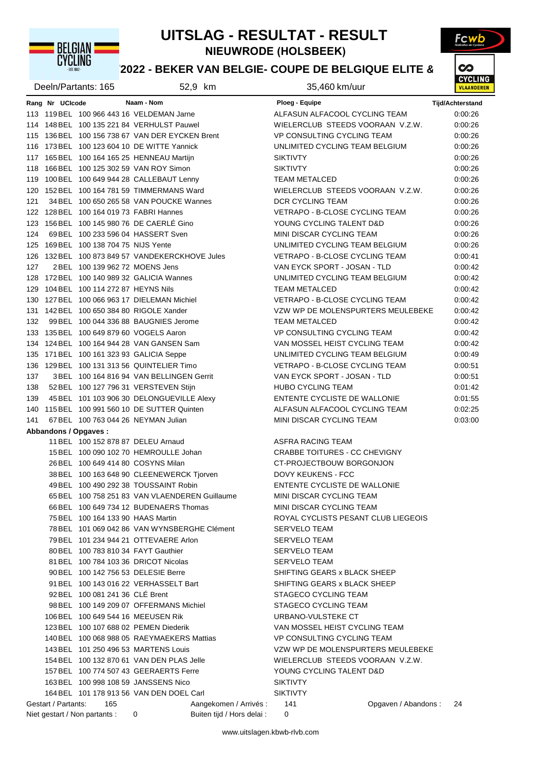# UITSLAG - RESULTAT - RESULT

## NIEUWRODE (HOLSBEEK)

## '2022 - BEKER VAN BELGIE- COUPE DE BELGIQUE ELITE &

Deeln/Partants: 165 52,9 km 35,460 km/uur

| Rang | Nr | UCIcode | Naam - Nom | Ploeg - Equipe | Tijd/Achterstand |
|---|---|---|---|---|---|
| 113 | 119 | BEL 100 966 443 16 | VELDEMAN Jarne | ALFASUN ALFACOOL CYCLING TEAM | 0:00:26 |
| 114 | 148 | BEL 100 135 221 84 | VERHULST Pauwel | WIELERCLUB STEEDS VOORAAN V.Z.W. | 0:00:26 |
| 115 | 136 | BEL 100 156 738 67 | VAN DER EYCKEN Brent | VP CONSULTING CYCLING TEAM | 0:00:26 |
| 116 | 173 | BEL 100 123 604 10 | DE WITTE Yannick | UNLIMITED CYCLING TEAM BELGIUM | 0:00:26 |
| 117 | 165 | BEL 100 164 165 25 | HENNEAU Martijn | SIKTIVTY | 0:00:26 |
| 118 | 166 | BEL 100 125 302 59 | VAN ROY Simon | SIKTIVTY | 0:00:26 |
| 119 | 100 | BEL 100 649 944 28 | CALLEBAUT Lenny | TEAM METALCED | 0:00:26 |
| 120 | 152 | BEL 100 164 781 59 | TIMMERMANS Ward | WIELERCLUB STEEDS VOORAAN V.Z.W. | 0:00:26 |
| 121 | 34 | BEL 100 650 265 58 | VAN POUCKE Wannes | DCR CYCLING TEAM | 0:00:26 |
| 122 | 128 | BEL 100 164 019 73 | FABRI Hannes | VETRAPO - B-CLOSE CYCLING TEAM | 0:00:26 |
| 123 | 156 | BEL 100 145 980 76 | DE CAERLÉ Gino | YOUNG CYCLING TALENT D&D | 0:00:26 |
| 124 | 69 | BEL 100 233 596 04 | HASSERT Sven | MINI DISCAR CYCLING TEAM | 0:00:26 |
| 125 | 169 | BEL 100 138 704 75 | NIJS Yente | UNLIMITED CYCLING TEAM BELGIUM | 0:00:26 |
| 126 | 132 | BEL 100 873 849 57 | VANDEKERCKHOVE Jules | VETRAPO - B-CLOSE CYCLING TEAM | 0:00:41 |
| 127 | 2 | BEL 100 139 962 72 | MOENS Jens | VAN EYCK SPORT - JOSAN - TLD | 0:00:42 |
| 128 | 172 | BEL 100 140 989 32 | GALICIA Wannes | UNLIMITED CYCLING TEAM BELGIUM | 0:00:42 |
| 129 | 104 | BEL 100 114 272 87 | HEYNS Nils | TEAM METALCED | 0:00:42 |
| 130 | 127 | BEL 100 066 963 17 | DIELEMAN Michiel | VETRAPO - B-CLOSE CYCLING TEAM | 0:00:42 |
| 131 | 142 | BEL 100 650 384 80 | RIGOLE Xander | VZW WP DE MOLENSPURTERS MEULEBEKE | 0:00:42 |
| 132 | 99 | BEL 100 044 336 88 | BAUGNIES Jerome | TEAM METALCED | 0:00:42 |
| 133 | 135 | BEL 100 649 879 60 | VOGELS Aaron | VP CONSULTING CYCLING TEAM | 0:00:42 |
| 134 | 124 | BEL 100 164 944 28 | VAN GANSEN Sam | VAN MOSSEL HEIST CYCLING TEAM | 0:00:42 |
| 135 | 171 | BEL 100 161 323 93 | GALICIA Seppe | UNLIMITED CYCLING TEAM BELGIUM | 0:00:49 |
| 136 | 129 | BEL 100 131 313 56 | QUINTELIER Timo | VETRAPO - B-CLOSE CYCLING TEAM | 0:00:51 |
| 137 | 3 | BEL 100 164 816 94 | VAN BELLINGEN Gerrit | VAN EYCK SPORT - JOSAN - TLD | 0:00:51 |
| 138 | 52 | BEL 100 127 796 31 | VERSTEVEN Stijn | HUBO CYCLING TEAM | 0:01:42 |
| 139 | 45 | BEL 101 103 906 30 | DELONGUEVILLE Alexy | ENTENTE CYCLISTE DE WALLONIE | 0:01:55 |
| 140 | 115 | BEL 100 991 560 10 | DE SUTTER Quinten | ALFASUN ALFACOOL CYCLING TEAM | 0:02:25 |
| 141 | 67 | BEL 100 763 044 26 | NEYMAN Julian | MINI DISCAR CYCLING TEAM | 0:03:00 |

**Abbandons / Opgaves :**

| Nr | UCIcode | Naam - Nom | Ploeg - Equipe |
|---|---|---|---|
| 11 | BEL 100 152 878 87 | DELEU Arnaud | ASFRA RACING TEAM |
| 15 | BEL 100 090 102 70 | HEMROULLE Johan | CRABBE TOITURES - CC CHEVIGNY |
| 26 | BEL 100 649 414 80 | COSYNS Milan | CT-PROJECTBOUW BORGONJON |
| 38 | BEL 100 163 648 90 | CLEENEWERCK Tjorven | DOVY KEUKENS - FCC |
| 49 | BEL 100 490 292 38 | TOUSSAINT Robin | ENTENTE CYCLISTE DE WALLONIE |
| 65 | BEL 100 758 251 83 | VAN VLAENDEREN Guillaume | MINI DISCAR CYCLING TEAM |
| 66 | BEL 100 649 734 12 | BUDENAERS Thomas | MINI DISCAR CYCLING TEAM |
| 75 | BEL 100 164 133 90 | HAAS Martin | ROYAL CYCLISTS PESANT CLUB LIEGEOIS |
| 78 | BEL 101 069 042 86 | VAN WYNSBERGHE Clément | SER'VELO TEAM |
| 79 | BEL 101 234 944 21 | OTTEVAERE Arlon | SER'VELO TEAM |
| 80 | BEL 100 783 810 34 | FAYT Gauthier | SER'VELO TEAM |
| 81 | BEL 100 784 103 36 | DRICOT Nicolas | SER'VELO TEAM |
| 90 | BEL 100 142 756 53 | DELESIE Berre | SHIFTING GEARS x BLACK SHEEP |
| 91 | BEL 100 143 016 22 | VERHASSELT Bart | SHIFTING GEARS x BLACK SHEEP |
| 92 | BEL 100 081 241 36 | CLÉ Brent | STAGECO CYCLING TEAM |
| 98 | BEL 100 149 209 07 | OFFERMANS Michiel | STAGECO CYCLING TEAM |
| 106 | BEL 100 649 544 16 | MEEUSEN Rik | URBANO-VULSTEKE CT |
| 123 | BEL 100 107 688 02 | PEMEN Diederik | VAN MOSSEL HEIST CYCLING TEAM |
| 140 | BEL 100 068 988 05 | RAEYMAEKERS Mattias | VP CONSULTING CYCLING TEAM |
| 143 | BEL 101 250 496 53 | MARTENS Louis | VZW WP DE MOLENSPURTERS MEULEBEKE |
| 154 | BEL 100 132 870 61 | VAN DEN PLAS Jelle | WIELERCLUB STEEDS VOORAAN V.Z.W. |
| 157 | BEL 100 774 507 43 | GEERAERTS Ferre | YOUNG CYCLING TALENT D&D |
| 163 | BEL 100 998 108 59 | JANSSENS Nico | SIKTIVTY |
| 164 | BEL 101 178 913 56 | VAN DEN DOEL Carl | SIKTIVTY |

Gestart / Partants: 165 — Aangekomen / Arrivés : 141 — Opgaven / Abandons : 24

Niet gestart / Non partants : 0 — Buiten tijd / Hors delai : 0

www.uitslagen.kbwb-rlvb.com